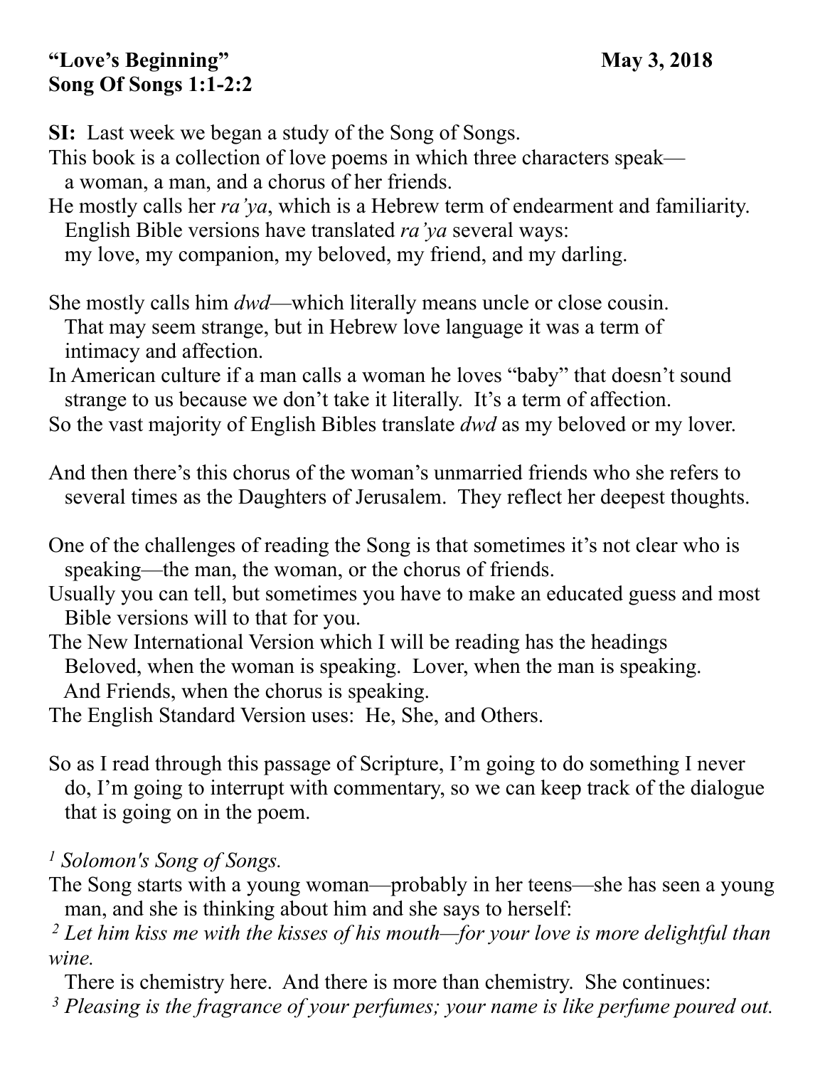**"Love's Beginning"** **May 3, 2018**
**Song Of Songs 1:1-2:2**

**SI:** Last week we began a study of the Song of Songs.
This book is a collection of love poems in which three characters speak—
a woman, a man, and a chorus of her friends.
He mostly calls her *ra'ya*, which is a Hebrew term of endearment and familiarity.
English Bible versions have translated *ra'ya* several ways:
my love, my companion, my beloved, my friend, and my darling.

She mostly calls him *dwd*—which literally means uncle or close cousin.
That may seem strange, but in Hebrew love language it was a term of intimacy and affection.
In American culture if a man calls a woman he loves "baby" that doesn't sound strange to us because we don't take it literally. It's a term of affection.
So the vast majority of English Bibles translate *dwd* as my beloved or my lover.

And then there's this chorus of the woman's unmarried friends who she refers to several times as the Daughters of Jerusalem. They reflect her deepest thoughts.

One of the challenges of reading the Song is that sometimes it's not clear who is speaking—the man, the woman, or the chorus of friends.
Usually you can tell, but sometimes you have to make an educated guess and most Bible versions will to that for you.
The New International Version which I will be reading has the headings
Beloved, when the woman is speaking. Lover, when the man is speaking.
And Friends, when the chorus is speaking.
The English Standard Version uses: He, She, and Others.

So as I read through this passage of Scripture, I'm going to do something I never do, I'm going to interrupt with commentary, so we can keep track of the dialogue that is going on in the poem.

[1] *Solomon's Song of Songs.*
The Song starts with a young woman—probably in her teens—she has seen a young man, and she is thinking about him and she says to herself:
[2] *Let him kiss me with the kisses of his mouth—for your love is more delightful than wine.*
There is chemistry here. And there is more than chemistry. She continues:
[3] *Pleasing is the fragrance of your perfumes; your name is like perfume poured out.*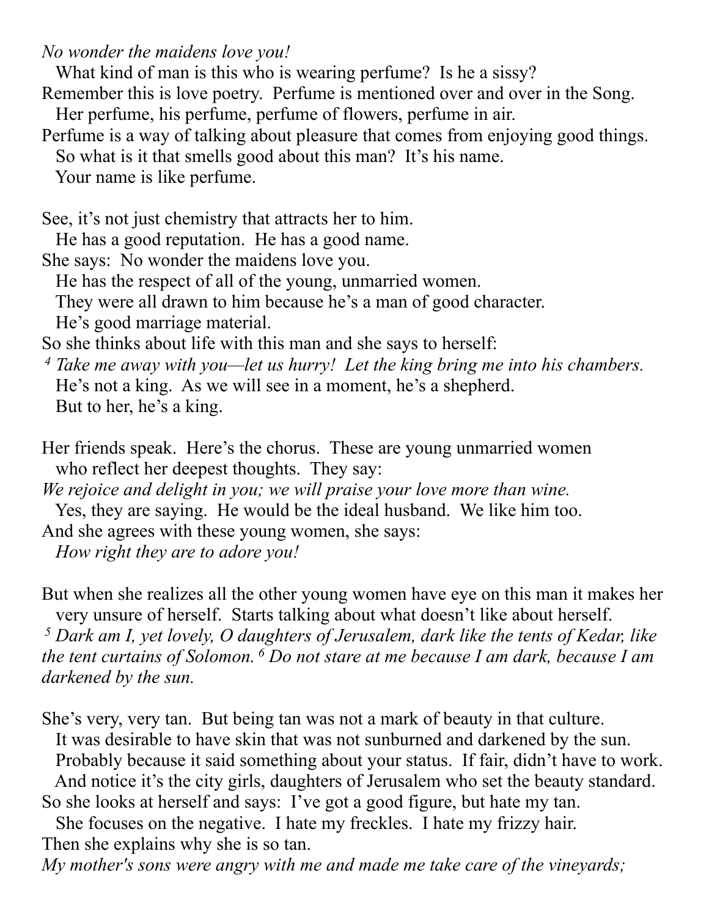*No wonder the maidens love you!*

What kind of man is this who is wearing perfume? Is he a sissy?

Remember this is love poetry. Perfume is mentioned over and over in the Song.

Her perfume, his perfume, perfume of flowers, perfume in air.

Perfume is a way of talking about pleasure that comes from enjoying good things.

So what is it that smells good about this man? It's his name.

Your name is like perfume.

See, it's not just chemistry that attracts her to him.

He has a good reputation. He has a good name.

She says: No wonder the maidens love you.

He has the respect of all of the young, unmarried women.

They were all drawn to him because he's a man of good character.

He's good marriage material.

So she thinks about life with this man and she says to herself:

*[4] Take me away with you—let us hurry! Let the king bring me into his chambers.*

He's not a king. As we will see in a moment, he's a shepherd.

But to her, he's a king.

Her friends speak. Here's the chorus. These are young unmarried women who reflect her deepest thoughts. They say:

*We rejoice and delight in you; we will praise your love more than wine.*

Yes, they are saying. He would be the ideal husband. We like him too.

And she agrees with these young women, she says:

*How right they are to adore you!*

But when she realizes all the other young women have eye on this man it makes her very unsure of herself. Starts talking about what doesn't like about herself.

*[5] Dark am I, yet lovely, O daughters of Jerusalem, dark like the tents of Kedar, like the tent curtains of Solomon. [6] Do not stare at me because I am dark, because I am darkened by the sun.*

She's very, very tan. But being tan was not a mark of beauty in that culture.

It was desirable to have skin that was not sunburned and darkened by the sun.

Probably because it said something about your status. If fair, didn't have to work.

And notice it's the city girls, daughters of Jerusalem who set the beauty standard.

So she looks at herself and says: I've got a good figure, but hate my tan.

She focuses on the negative. I hate my freckles. I hate my frizzy hair.

Then she explains why she is so tan.

*My mother's sons were angry with me and made me take care of the vineyards;*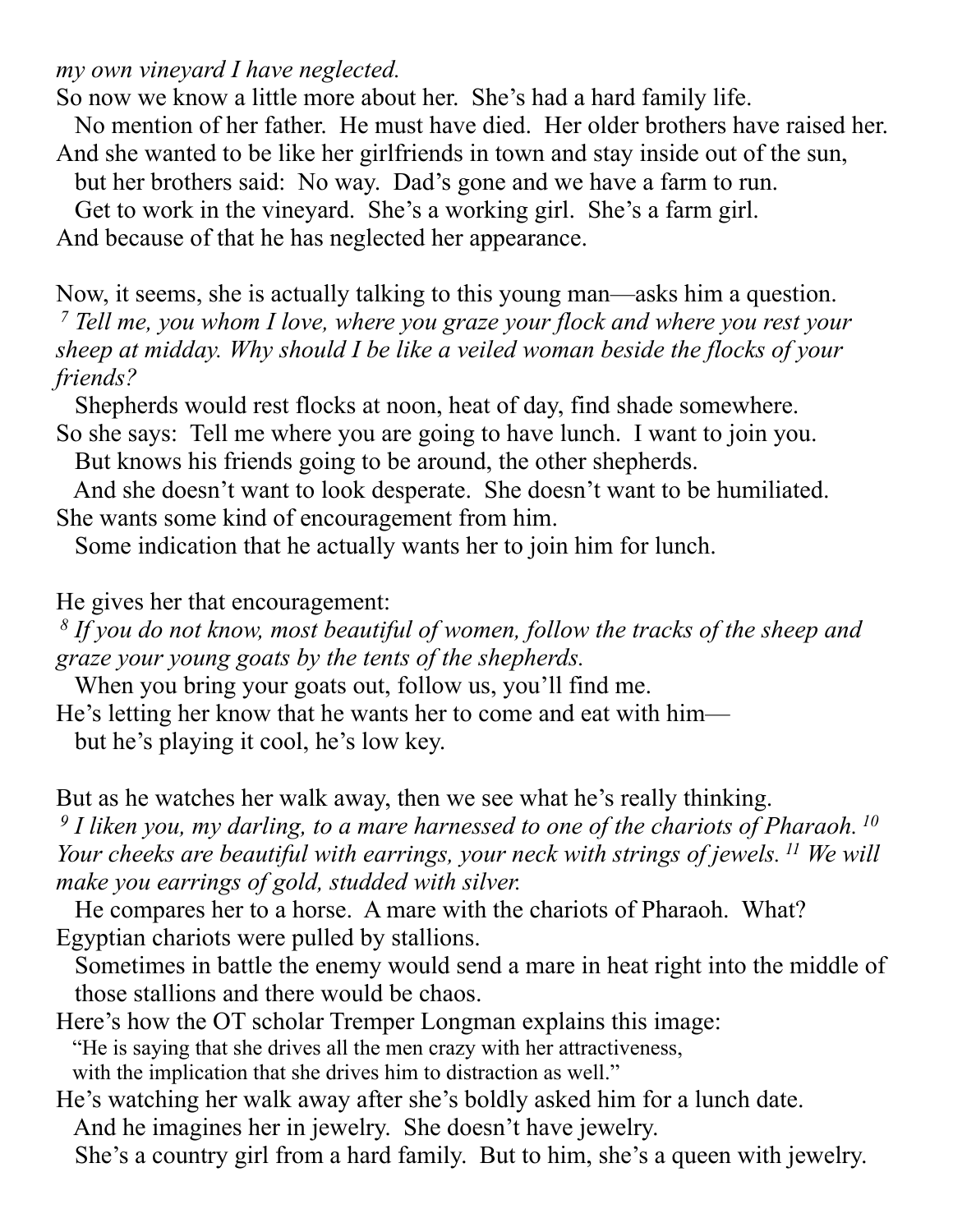*my own vineyard I have neglected.*

So now we know a little more about her. She's had a hard family life.
No mention of her father. He must have died. Her older brothers have raised her.
And she wanted to be like her girlfriends in town and stay inside out of the sun,
but her brothers said: No way. Dad's gone and we have a farm to run.
Get to work in the vineyard. She's a working girl. She's a farm girl.
And because of that he has neglected her appearance.

Now, it seems, she is actually talking to this young man—asks him a question.
[7] *Tell me, you whom I love, where you graze your flock and where you rest your sheep at midday. Why should I be like a veiled woman beside the flocks of your friends?*
Shepherds would rest flocks at noon, heat of day, find shade somewhere.
So she says: Tell me where you are going to have lunch. I want to join you.
But knows his friends going to be around, the other shepherds.
And she doesn't want to look desperate. She doesn't want to be humiliated.
She wants some kind of encouragement from him.
Some indication that he actually wants her to join him for lunch.

He gives her that encouragement:
[8] *If you do not know, most beautiful of women, follow the tracks of the sheep and graze your young goats by the tents of the shepherds.*
When you bring your goats out, follow us, you'll find me.
He's letting her know that he wants her to come and eat with him—
but he's playing it cool, he's low key.

But as he watches her walk away, then we see what he's really thinking.
[9] *I liken you, my darling, to a mare harnessed to one of the chariots of Pharaoh.* [10] *Your cheeks are beautiful with earrings, your neck with strings of jewels.* [11] *We will make you earrings of gold, studded with silver.*
He compares her to a horse. A mare with the chariots of Pharaoh. What?
Egyptian chariots were pulled by stallions.
Sometimes in battle the enemy would send a mare in heat right into the middle of those stallions and there would be chaos.
Here's how the OT scholar Tremper Longman explains this image:
"He is saying that she drives all the men crazy with her attractiveness,
with the implication that she drives him to distraction as well."
He's watching her walk away after she's boldly asked him for a lunch date.
And he imagines her in jewelry. She doesn't have jewelry.
She's a country girl from a hard family. But to him, she's a queen with jewelry.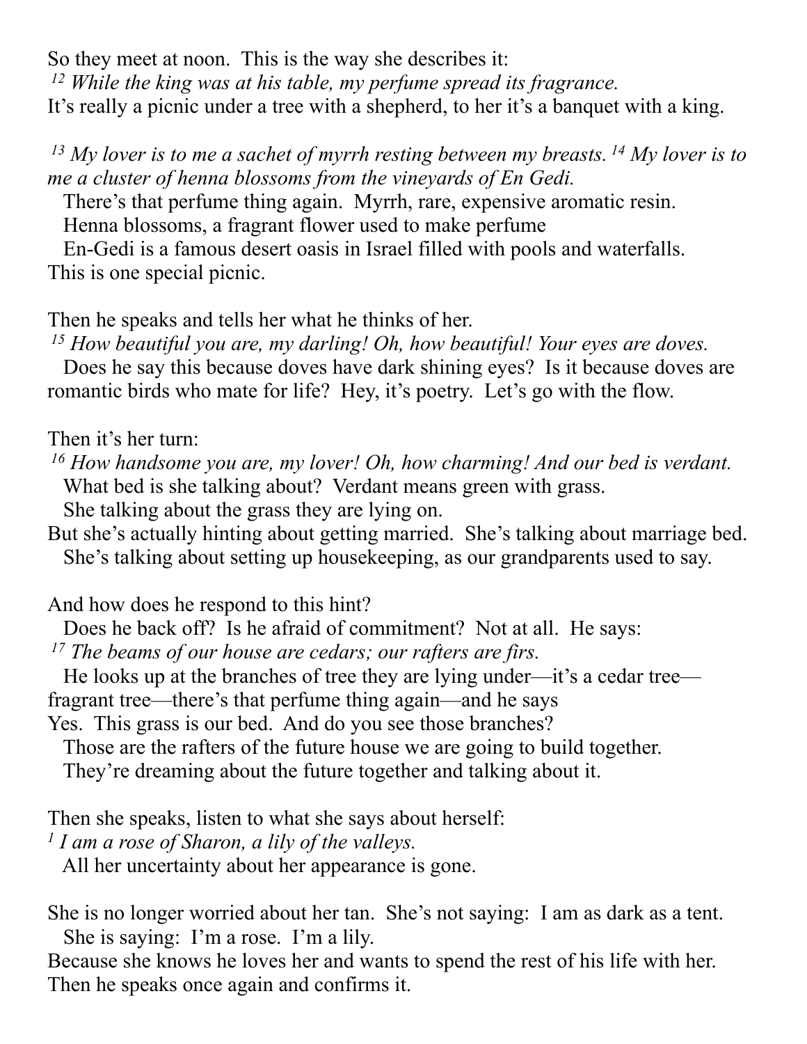So they meet at noon. This is the way she describes it:
*[12] While the king was at his table, my perfume spread its fragrance.*
It's really a picnic under a tree with a shepherd, to her it's a banquet with a king.

*[13] My lover is to me a sachet of myrrh resting between my breasts. [14] My lover is to me a cluster of henna blossoms from the vineyards of En Gedi.*
There's that perfume thing again. Myrrh, rare, expensive aromatic resin.
Henna blossoms, a fragrant flower used to make perfume
En-Gedi is a famous desert oasis in Israel filled with pools and waterfalls.
This is one special picnic.

Then he speaks and tells her what he thinks of her.
*[15] How beautiful you are, my darling! Oh, how beautiful! Your eyes are doves.*
Does he say this because doves have dark shining eyes? Is it because doves are romantic birds who mate for life? Hey, it's poetry. Let's go with the flow.

Then it's her turn:
*[16] How handsome you are, my lover! Oh, how charming! And our bed is verdant.*
What bed is she talking about? Verdant means green with grass.
She talking about the grass they are lying on.
But she's actually hinting about getting married. She's talking about marriage bed.
She's talking about setting up housekeeping, as our grandparents used to say.

And how does he respond to this hint?
Does he back off? Is he afraid of commitment? Not at all. He says:
*[17] The beams of our house are cedars; our rafters are firs.*
He looks up at the branches of tree they are lying under—it's a cedar tree—fragrant tree—there's that perfume thing again—and he says
Yes. This grass is our bed. And do you see those branches?
Those are the rafters of the future house we are going to build together.
They're dreaming about the future together and talking about it.

Then she speaks, listen to what she says about herself:
*[1] I am a rose of Sharon, a lily of the valleys.*
All her uncertainty about her appearance is gone.

She is no longer worried about her tan. She's not saying: I am as dark as a tent.
She is saying: I'm a rose. I'm a lily.
Because she knows he loves her and wants to spend the rest of his life with her.
Then he speaks once again and confirms it.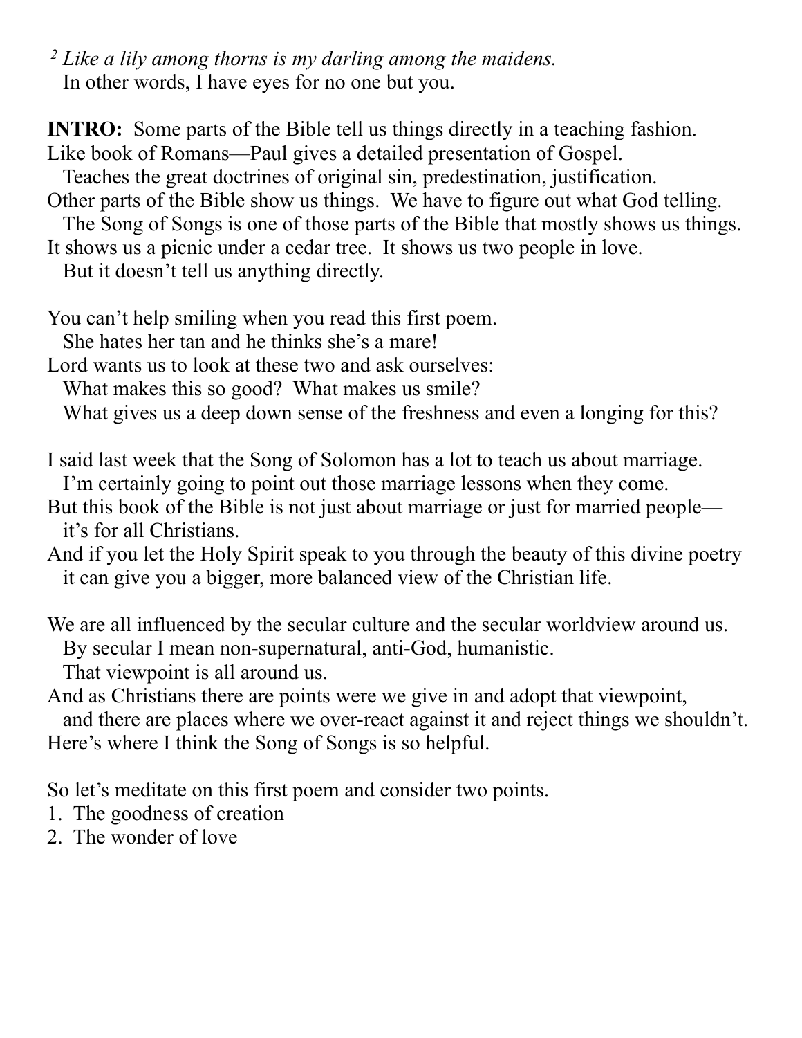*[2] Like a lily among thorns is my darling among the maidens.*
In other words, I have eyes for no one but you.

**INTRO:** Some parts of the Bible tell us things directly in a teaching fashion.
Like book of Romans—Paul gives a detailed presentation of Gospel.
Teaches the great doctrines of original sin, predestination, justification.
Other parts of the Bible show us things. We have to figure out what God telling.
The Song of Songs is one of those parts of the Bible that mostly shows us things.
It shows us a picnic under a cedar tree. It shows us two people in love.
But it doesn't tell us anything directly.

You can't help smiling when you read this first poem.
She hates her tan and he thinks she's a mare!
Lord wants us to look at these two and ask ourselves:
What makes this so good? What makes us smile?
What gives us a deep down sense of the freshness and even a longing for this?

I said last week that the Song of Solomon has a lot to teach us about marriage.
I'm certainly going to point out those marriage lessons when they come.
But this book of the Bible is not just about marriage or just for married people—
it's for all Christians.
And if you let the Holy Spirit speak to you through the beauty of this divine poetry
it can give you a bigger, more balanced view of the Christian life.

We are all influenced by the secular culture and the secular worldview around us.
By secular I mean non-supernatural, anti-God, humanistic.
That viewpoint is all around us.
And as Christians there are points were we give in and adopt that viewpoint,
and there are places where we over-react against it and reject things we shouldn't.
Here's where I think the Song of Songs is so helpful.

So let's meditate on this first poem and consider two points.
1. The goodness of creation
2. The wonder of love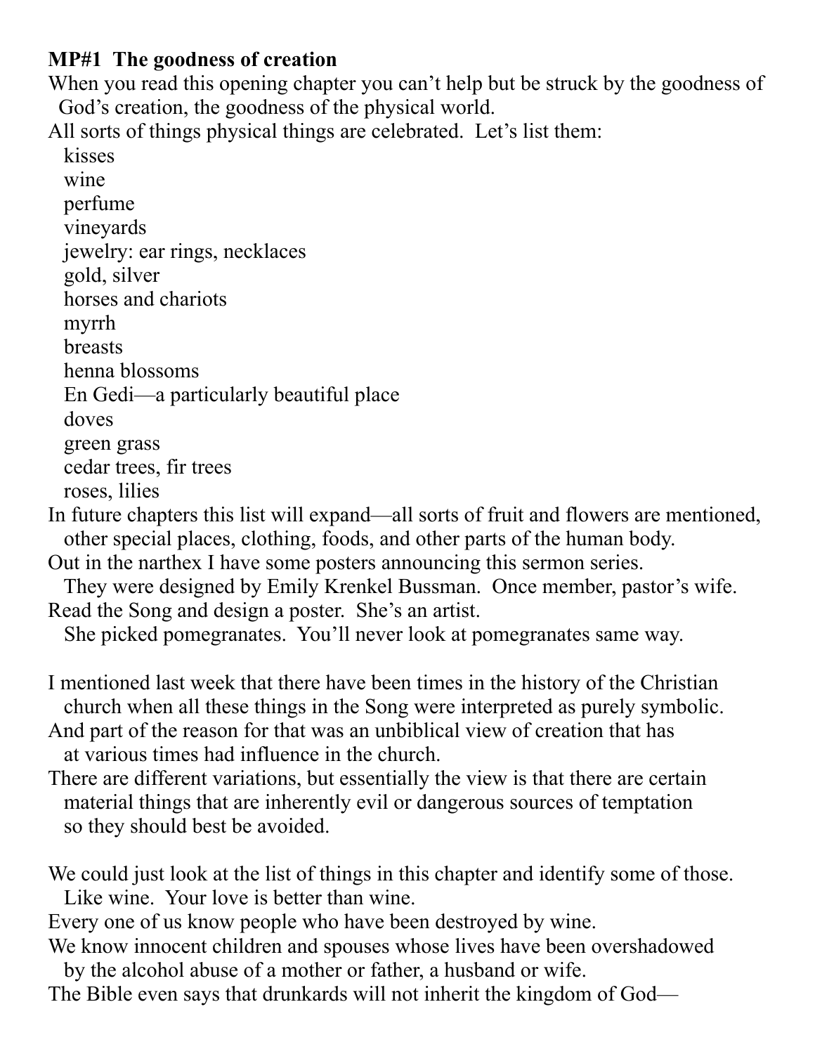**MP#1 The goodness of creation**

When you read this opening chapter you can't help but be struck by the goodness of God's creation, the goodness of the physical world.

All sorts of things physical things are celebrated. Let's list them:

kisses
wine
perfume
vineyards
jewelry: ear rings, necklaces
gold, silver
horses and chariots
myrrh
breasts
henna blossoms
En Gedi—a particularly beautiful place
doves
green grass
cedar trees, fir trees
roses, lilies

In future chapters this list will expand—all sorts of fruit and flowers are mentioned, other special places, clothing, foods, and other parts of the human body.

Out in the narthex I have some posters announcing this sermon series.
They were designed by Emily Krenkel Bussman. Once member, pastor's wife.
Read the Song and design a poster. She's an artist.
She picked pomegranates. You'll never look at pomegranates same way.

I mentioned last week that there have been times in the history of the Christian church when all these things in the Song were interpreted as purely symbolic.
And part of the reason for that was an unbiblical view of creation that has at various times had influence in the church.
There are different variations, but essentially the view is that there are certain material things that are inherently evil or dangerous sources of temptation so they should best be avoided.

We could just look at the list of things in this chapter and identify some of those.
Like wine. Your love is better than wine.
Every one of us know people who have been destroyed by wine.
We know innocent children and spouses whose lives have been overshadowed by the alcohol abuse of a mother or father, a husband or wife.
The Bible even says that drunkards will not inherit the kingdom of God—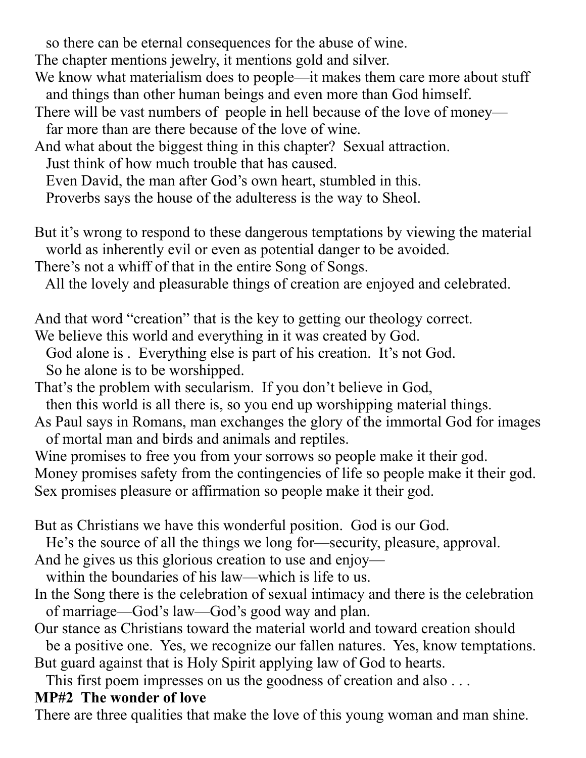so there can be eternal consequences for the abuse of wine.
The chapter mentions jewelry, it mentions gold and silver.
We know what materialism does to people—it makes them care more about stuff and things than other human beings and even more than God himself.
There will be vast numbers of people in hell because of the love of money—far more than are there because of the love of wine.
And what about the biggest thing in this chapter? Sexual attraction.
Just think of how much trouble that has caused.
Even David, the man after God's own heart, stumbled in this.
Proverbs says the house of the adulteress is the way to Sheol.

But it's wrong to respond to these dangerous temptations by viewing the material world as inherently evil or even as potential danger to be avoided.
There's not a whiff of that in the entire Song of Songs.
All the lovely and pleasurable things of creation are enjoyed and celebrated.

And that word "creation" that is the key to getting our theology correct.
We believe this world and everything in it was created by God.
God alone is . Everything else is part of his creation. It's not God.
So he alone is to be worshipped.
That's the problem with secularism. If you don't believe in God, then this world is all there is, so you end up worshipping material things.
As Paul says in Romans, man exchanges the glory of the immortal God for images of mortal man and birds and animals and reptiles.
Wine promises to free you from your sorrows so people make it their god.
Money promises safety from the contingencies of life so people make it their god.
Sex promises pleasure or affirmation so people make it their god.

But as Christians we have this wonderful position. God is our God.
He's the source of all the things we long for—security, pleasure, approval.
And he gives us this glorious creation to use and enjoy—within the boundaries of his law—which is life to us.
In the Song there is the celebration of sexual intimacy and there is the celebration of marriage—God's law—God's good way and plan.
Our stance as Christians toward the material world and toward creation should be a positive one. Yes, we recognize our fallen natures. Yes, know temptations.
But guard against that is Holy Spirit applying law of God to hearts.
This first poem impresses on us the goodness of creation and also . . .

**MP#2 The wonder of love**

There are three qualities that make the love of this young woman and man shine.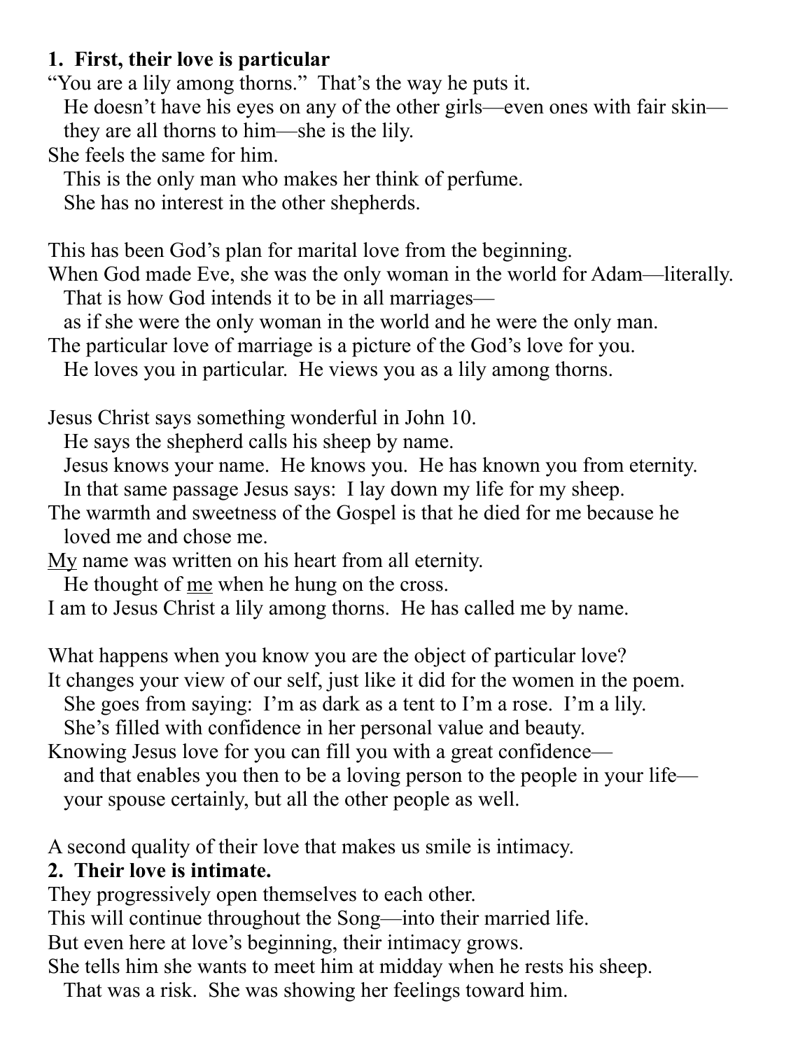**1. First, their love is particular**

"You are a lily among thorns." That's the way he puts it.
He doesn't have his eyes on any of the other girls—even ones with fair skin—they are all thorns to him—she is the lily.
She feels the same for him.
This is the only man who makes her think of perfume.
She has no interest in the other shepherds.

This has been God's plan for marital love from the beginning.
When God made Eve, she was the only woman in the world for Adam—literally.
That is how God intends it to be in all marriages—
as if she were the only woman in the world and he were the only man.
The particular love of marriage is a picture of the God's love for you.
He loves you in particular. He views you as a lily among thorns.

Jesus Christ says something wonderful in John 10.
He says the shepherd calls his sheep by name.
Jesus knows your name. He knows you. He has known you from eternity.
In that same passage Jesus says: I lay down my life for my sheep.
The warmth and sweetness of the Gospel is that he died for me because he loved me and chose me.
<u>My</u> name was written on his heart from all eternity.
He thought of <u>me</u> when he hung on the cross.
I am to Jesus Christ a lily among thorns. He has called me by name.

What happens when you know you are the object of particular love?
It changes your view of our self, just like it did for the women in the poem.
She goes from saying: I'm as dark as a tent to I'm a rose. I'm a lily.
She's filled with confidence in her personal value and beauty.
Knowing Jesus love for you can fill you with a great confidence—
and that enables you then to be a loving person to the people in your life—
your spouse certainly, but all the other people as well.

A second quality of their love that makes us smile is intimacy.

**2. Their love is intimate.**

They progressively open themselves to each other.
This will continue throughout the Song—into their married life.
But even here at love's beginning, their intimacy grows.
She tells him she wants to meet him at midday when he rests his sheep.
That was a risk. She was showing her feelings toward him.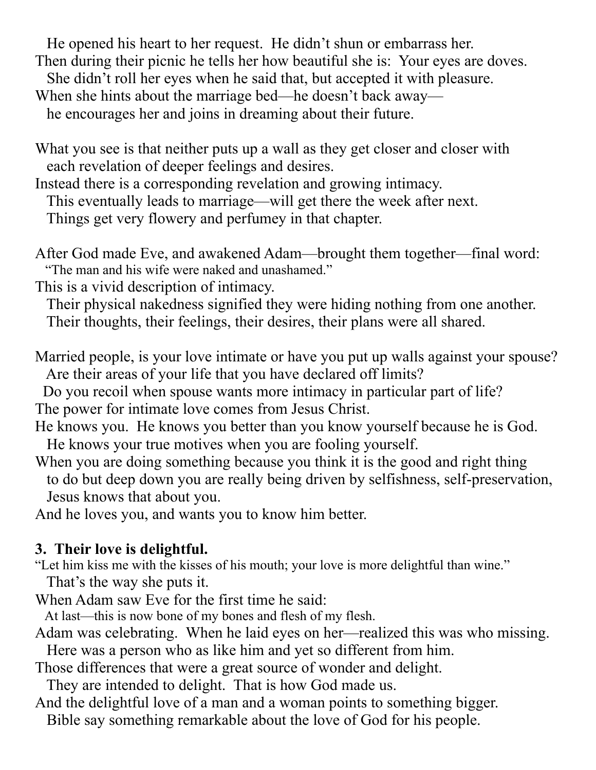He opened his heart to her request. He didn't shun or embarrass her.
Then during their picnic he tells her how beautiful she is: Your eyes are doves.
She didn't roll her eyes when he said that, but accepted it with pleasure.
When she hints about the marriage bed—he doesn't back away—
he encourages her and joins in dreaming about their future.

What you see is that neither puts up a wall as they get closer and closer with
each revelation of deeper feelings and desires.
Instead there is a corresponding revelation and growing intimacy.
This eventually leads to marriage—will get there the week after next.
Things get very flowery and perfumey in that chapter.

After God made Eve, and awakened Adam—brought them together—final word:
"The man and his wife were naked and unashamed."
This is a vivid description of intimacy.
Their physical nakedness signified they were hiding nothing from one another.
Their thoughts, their feelings, their desires, their plans were all shared.

Married people, is your love intimate or have you put up walls against your spouse?
Are their areas of your life that you have declared off limits?
Do you recoil when spouse wants more intimacy in particular part of life?
The power for intimate love comes from Jesus Christ.
He knows you. He knows you better than you know yourself because he is God.
He knows your true motives when you are fooling yourself.
When you are doing something because you think it is the good and right thing
to do but deep down you are really being driven by selfishness, self-preservation,
Jesus knows that about you.
And he loves you, and wants you to know him better.

**3. Their love is delightful.**

"Let him kiss me with the kisses of his mouth; your love is more delightful than wine."
That's the way she puts it.
When Adam saw Eve for the first time he said:
At last—this is now bone of my bones and flesh of my flesh.
Adam was celebrating. When he laid eyes on her—realized this was who missing.
Here was a person who as like him and yet so different from him.
Those differences that were a great source of wonder and delight.
They are intended to delight. That is how God made us.
And the delightful love of a man and a woman points to something bigger.
Bible say something remarkable about the love of God for his people.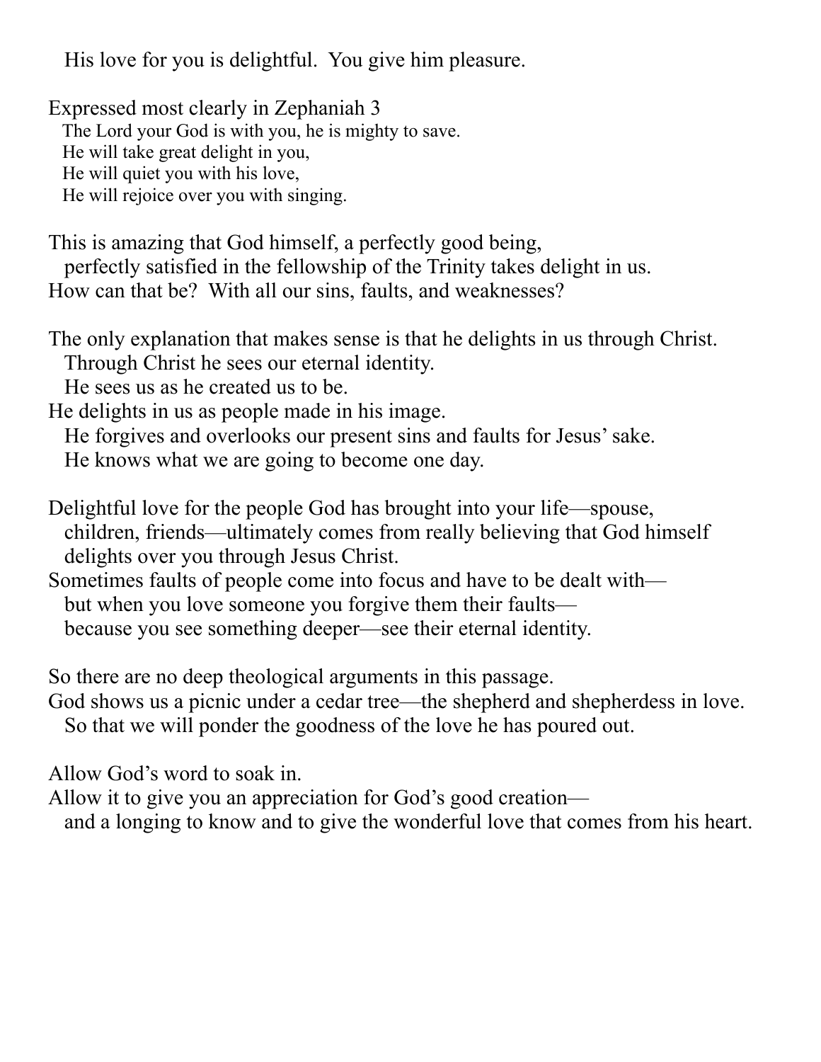His love for you is delightful. You give him pleasure.

Expressed most clearly in Zephaniah 3
The Lord your God is with you, he is mighty to save.
He will take great delight in you,
He will quiet you with his love,
He will rejoice over you with singing.

This is amazing that God himself, a perfectly good being,
perfectly satisfied in the fellowship of the Trinity takes delight in us.
How can that be? With all our sins, faults, and weaknesses?

The only explanation that makes sense is that he delights in us through Christ.
Through Christ he sees our eternal identity.
He sees us as he created us to be.
He delights in us as people made in his image.
He forgives and overlooks our present sins and faults for Jesus' sake.
He knows what we are going to become one day.

Delightful love for the people God has brought into your life—spouse, children, friends—ultimately comes from really believing that God himself delights over you through Jesus Christ.
Sometimes faults of people come into focus and have to be dealt with—
but when you love someone you forgive them their faults—
because you see something deeper—see their eternal identity.

So there are no deep theological arguments in this passage.
God shows us a picnic under a cedar tree—the shepherd and shepherdess in love.
So that we will ponder the goodness of the love he has poured out.

Allow God's word to soak in.
Allow it to give you an appreciation for God's good creation—
and a longing to know and to give the wonderful love that comes from his heart.